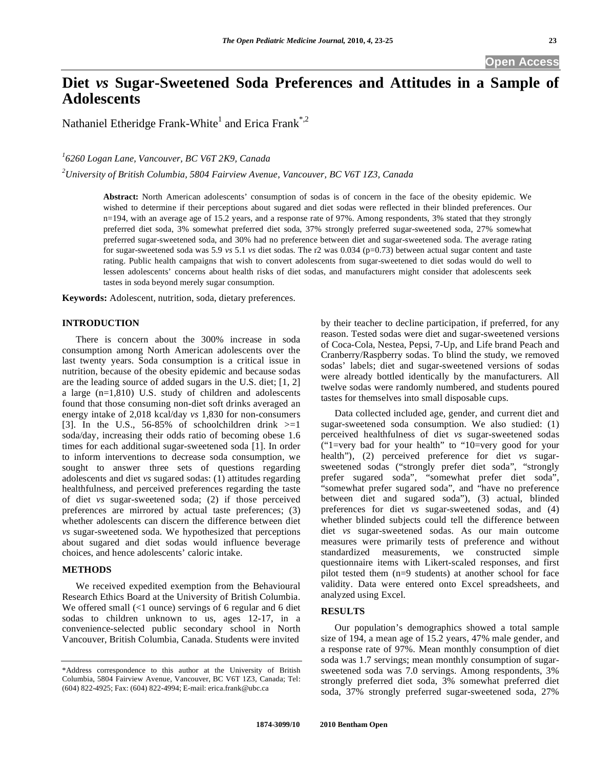# Diet *vs* Sugar-Sweetened Soda Preferences and Attitudes in a Sample of Adolescents

Nathaniel Etheridge Frank-White[1] and Erica Frank[*,2]

*[1]6260 Logan Lane, Vancouver, BC V6T 2K9, Canada*

*[2]University of British Columbia, 5804 Fairview Avenue, Vancouver, BC V6T 1Z3, Canada*

**Abstract:** North American adolescents' consumption of sodas is of concern in the face of the obesity epidemic. We wished to determine if their perceptions about sugared and diet sodas were reflected in their blinded preferences. Our n=194, with an average age of 15.2 years, and a response rate of 97%. Among respondents, 3% stated that they strongly preferred diet soda, 3% somewhat preferred diet soda, 37% strongly preferred sugar-sweetened soda, 27% somewhat preferred sugar-sweetened soda, and 30% had no preference between diet and sugar-sweetened soda. The average rating for sugar-sweetened soda was 5.9 *vs* 5.1 *vs* diet sodas. The r2 was 0.034 (p=0.73) between actual sugar content and taste rating. Public health campaigns that wish to convert adolescents from sugar-sweetened to diet sodas would do well to lessen adolescents' concerns about health risks of diet sodas, and manufacturers might consider that adolescents seek tastes in soda beyond merely sugar consumption.

**Keywords:** Adolescent, nutrition, soda, dietary preferences.

## INTRODUCTION

There is concern about the 300% increase in soda consumption among North American adolescents over the last twenty years. Soda consumption is a critical issue in nutrition, because of the obesity epidemic and because sodas are the leading source of added sugars in the U.S. diet; [1, 2] a large (n=1,810) U.S. study of children and adolescents found that those consuming non-diet soft drinks averaged an energy intake of 2,018 kcal/day *vs* 1,830 for non-consumers [3]. In the U.S., 56-85% of schoolchildren drink >=1 soda/day, increasing their odds ratio of becoming obese 1.6 times for each additional sugar-sweetened soda [1]. In order to inform interventions to decrease soda consumption, we sought to answer three sets of questions regarding adolescents and diet *vs* sugared sodas: (1) attitudes regarding healthfulness, and perceived preferences regarding the taste of diet *vs* sugar-sweetened soda; (2) if those perceived preferences are mirrored by actual taste preferences; (3) whether adolescents can discern the difference between diet *vs* sugar-sweetened soda. We hypothesized that perceptions about sugared and diet sodas would influence beverage choices, and hence adolescents' caloric intake.

## METHODS

We received expedited exemption from the Behavioural Research Ethics Board at the University of British Columbia. We offered small (<1 ounce) servings of 6 regular and 6 diet sodas to children unknown to us, ages 12-17, in a convenience-selected public secondary school in North Vancouver, British Columbia, Canada. Students were invited by their teacher to decline participation, if preferred, for any reason. Tested sodas were diet and sugar-sweetened versions of Coca-Cola, Nestea, Pepsi, 7-Up, and Life brand Peach and Cranberry/Raspberry sodas. To blind the study, we removed sodas' labels; diet and sugar-sweetened versions of sodas were already bottled identically by the manufacturers. All twelve sodas were randomly numbered, and students poured tastes for themselves into small disposable cups.

Data collected included age, gender, and current diet and sugar-sweetened soda consumption. We also studied: (1) perceived healthfulness of diet *vs* sugar-sweetened sodas ("1=very bad for your health" to "10=very good for your health"), (2) perceived preference for diet *vs* sugar-sweetened sodas ("strongly prefer diet soda", "strongly prefer sugared soda", "somewhat prefer diet soda", "somewhat prefer sugared soda", and "have no preference between diet and sugared soda"), (3) actual, blinded preferences for diet *vs* sugar-sweetened sodas, and (4) whether blinded subjects could tell the difference between diet *vs* sugar-sweetened sodas. As our main outcome measures were primarily tests of preference and without standardized measurements, we constructed simple questionnaire items with Likert-scaled responses, and first pilot tested them (n=9 students) at another school for face validity. Data were entered onto Excel spreadsheets, and analyzed using Excel.

## RESULTS

Our population's demographics showed a total sample size of 194, a mean age of 15.2 years, 47% male gender, and a response rate of 97%. Mean monthly consumption of diet soda was 1.7 servings; mean monthly consumption of sugar-sweetened soda was 7.0 servings. Among respondents, 3% strongly preferred diet soda, 3% somewhat preferred diet soda, 37% strongly preferred sugar-sweetened soda, 27%

*Address correspondence to this author at the University of British Columbia, 5804 Fairview Avenue, Vancouver, BC V6T 1Z3, Canada; Tel: (604) 822-4925; Fax: (604) 822-4994; E-mail: erica.frank@ubc.ca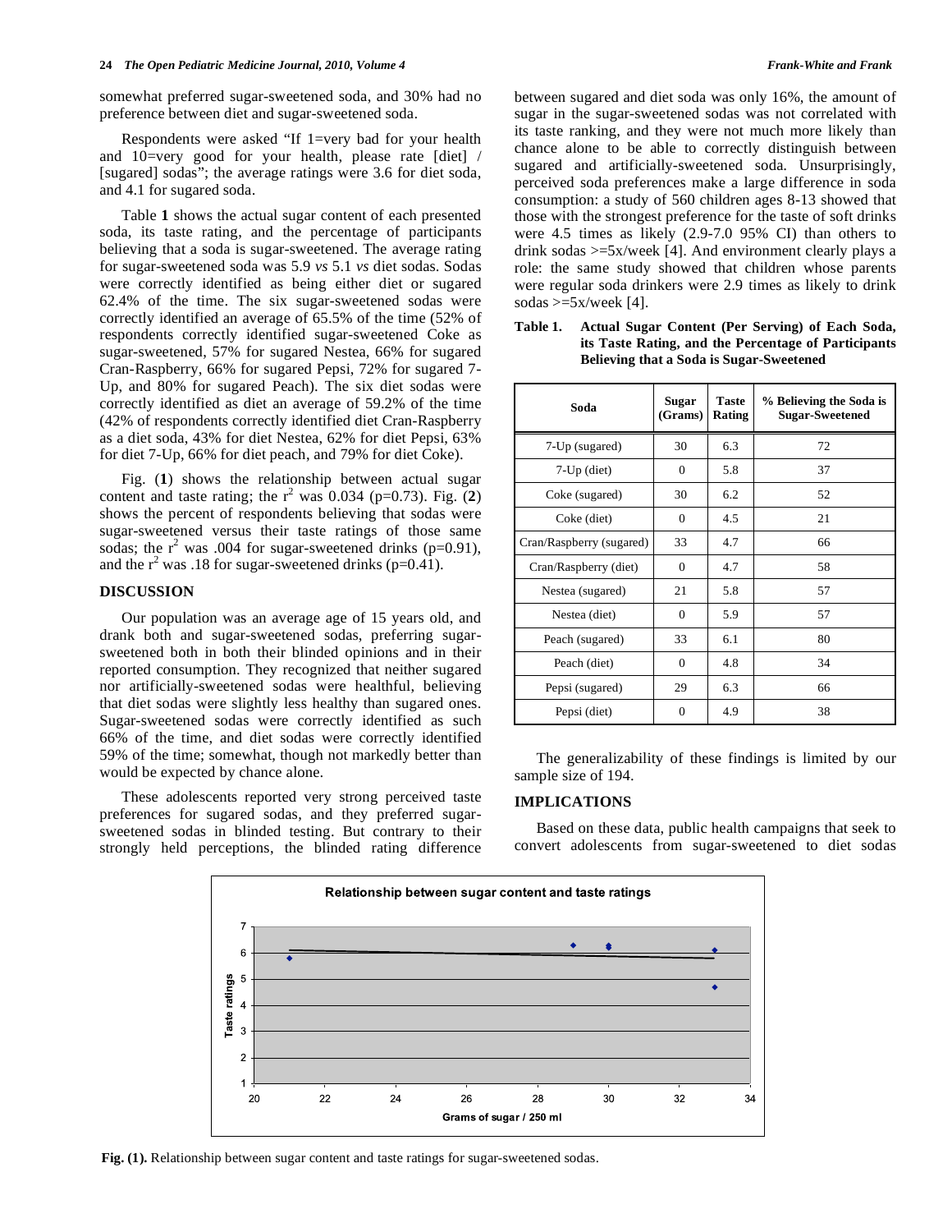somewhat preferred sugar-sweetened soda, and 30% had no preference between diet and sugar-sweetened soda.

Respondents were asked "If 1=very bad for your health and 10=very good for your health, please rate [diet] / [sugared] sodas"; the average ratings were 3.6 for diet soda, and 4.1 for sugared soda.

Table **1** shows the actual sugar content of each presented soda, its taste rating, and the percentage of participants believing that a soda is sugar-sweetened. The average rating for sugar-sweetened soda was 5.9 *vs* 5.1 *vs* diet sodas. Sodas were correctly identified as being either diet or sugared 62.4% of the time. The six sugar-sweetened sodas were correctly identified an average of 65.5% of the time (52% of respondents correctly identified sugar-sweetened Coke as sugar-sweetened, 57% for sugared Nestea, 66% for sugared Cran-Raspberry, 66% for sugared Pepsi, 72% for sugared 7-Up, and 80% for sugared Peach). The six diet sodas were correctly identified as diet an average of 59.2% of the time (42% of respondents correctly identified diet Cran-Raspberry as a diet soda, 43% for diet Nestea, 62% for diet Pepsi, 63% for diet 7-Up, 66% for diet peach, and 79% for diet Coke).

Fig. (**1**) shows the relationship between actual sugar content and taste rating; the $r^2$ was 0.034 ($p$=0.73). Fig. (**2**) shows the percent of respondents believing that sodas were sugar-sweetened versus their taste ratings of those same sodas; the $r^2$ was .004 for sugar-sweetened drinks ($p$=0.91), and the $r^2$ was .18 for sugar-sweetened drinks ($p$=0.41).

## DISCUSSION

Our population was an average age of 15 years old, and drank both and sugar-sweetened sodas, preferring sugar-sweetened both in both their blinded opinions and in their reported consumption. They recognized that neither sugared nor artificially-sweetened sodas were healthful, believing that diet sodas were slightly less healthy than sugared ones. Sugar-sweetened sodas were correctly identified as such 66% of the time, and diet sodas were correctly identified 59% of the time; somewhat, though not markedly better than would be expected by chance alone.

These adolescents reported very strong perceived taste preferences for sugared sodas, and they preferred sugar-sweetened sodas in blinded testing. But contrary to their strongly held perceptions, the blinded rating difference between sugared and diet soda was only 16%, the amount of sugar in the sugar-sweetened sodas was not correlated with its taste ranking, and they were not much more likely than chance alone to be able to correctly distinguish between sugared and artificially-sweetened soda. Unsurprisingly, perceived soda preferences make a large difference in soda consumption: a study of 560 children ages 8-13 showed that those with the strongest preference for the taste of soft drinks were 4.5 times as likely (2.9-7.0 95% CI) than others to drink sodas >=5x/week [4]. And environment clearly plays a role: the same study showed that children whose parents were regular soda drinkers were 2.9 times as likely to drink sodas >=5x/week [4].

**Table 1. Actual Sugar Content (Per Serving) of Each Soda, its Taste Rating, and the Percentage of Participants Believing that a Soda is Sugar-Sweetened**

| Soda | Sugar (Grams) | Taste Rating | % Believing the Soda is Sugar-Sweetened |
|---|---|---|---|
| 7-Up (sugared) | 30 | 6.3 | 72 |
| 7-Up (diet) | 0 | 5.8 | 37 |
| Coke (sugared) | 30 | 6.2 | 52 |
| Coke (diet) | 0 | 4.5 | 21 |
| Cran/Raspberry (sugared) | 33 | 4.7 | 66 |
| Cran/Raspberry (diet) | 0 | 4.7 | 58 |
| Nestea (sugared) | 21 | 5.8 | 57 |
| Nestea (diet) | 0 | 5.9 | 57 |
| Peach (sugared) | 33 | 6.1 | 80 |
| Peach (diet) | 0 | 4.8 | 34 |
| Pepsi (sugared) | 29 | 6.3 | 66 |
| Pepsi (diet) | 0 | 4.9 | 38 |

The generalizability of these findings is limited by our sample size of 194.

## IMPLICATIONS

Based on these data, public health campaigns that seek to convert adolescents from sugar-sweetened to diet sodas

**Fig. (1).** Relationship between sugar content and taste ratings for sugar-sweetened sodas.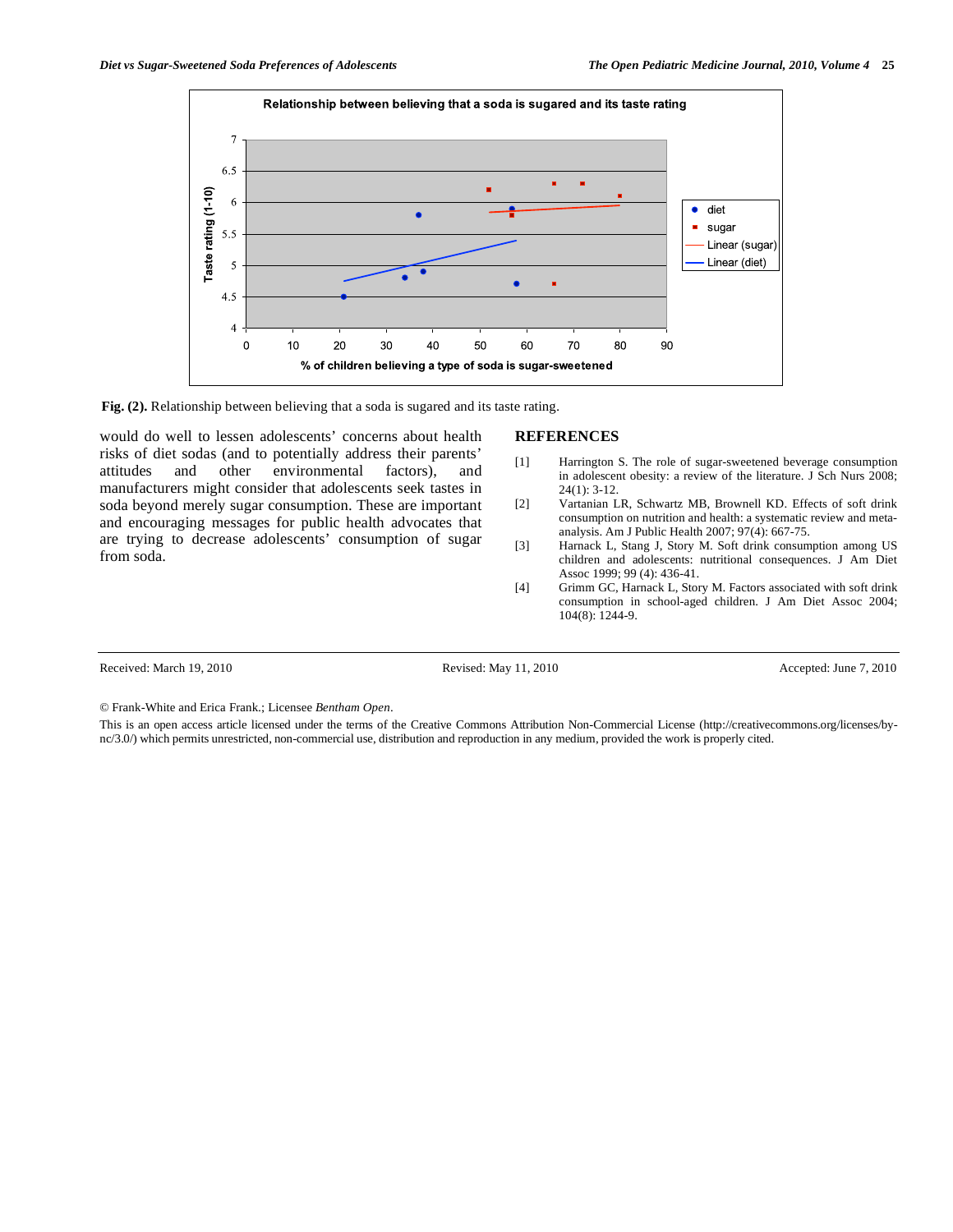Relationship between believing that a soda is sugared and its taste rating

Taste rating (1-10)

7
6.5
6
5.5
5
4.5
4

0 10 20 30 40 50 60 70 80 90

% of children believing a type of soda is sugar-sweetened

diet
sugar
Linear (sugar)
Linear (diet)

**Fig. (2).** Relationship between believing that a soda is sugared and its taste rating.

would do well to lessen adolescents' concerns about health risks of diet sodas (and to potentially address their parents' attitudes and other environmental factors), and manufacturers might consider that adolescents seek tastes in soda beyond merely sugar consumption. These are important and encouraging messages for public health advocates that are trying to decrease adolescents' consumption of sugar from soda.

## REFERENCES

[1] Harrington S. The role of sugar-sweetened beverage consumption in adolescent obesity: a review of the literature. J Sch Nurs 2008; 24(1): 3-12.

[2] Vartanian LR, Schwartz MB, Brownell KD. Effects of soft drink consumption on nutrition and health: a systematic review and meta-analysis. Am J Public Health 2007; 97(4): 667-75.

[3] Harnack L, Stang J, Story M. Soft drink consumption among US children and adolescents: nutritional consequences. J Am Diet Assoc 1999; 99 (4): 436-41.

[4] Grimm GC, Harnack L, Story M. Factors associated with soft drink consumption in school-aged children. J Am Diet Assoc 2004; 104(8): 1244-9.

Received: March 19, 2010 Revised: May 11, 2010 Accepted: June 7, 2010

© Frank-White and Erica Frank.; Licensee *Bentham Open*.

This is an open access article licensed under the terms of the Creative Commons Attribution Non-Commercial License (http://creativecommons.org/licenses/by-nc/3.0/) which permits unrestricted, non-commercial use, distribution and reproduction in any medium, provided the work is properly cited.